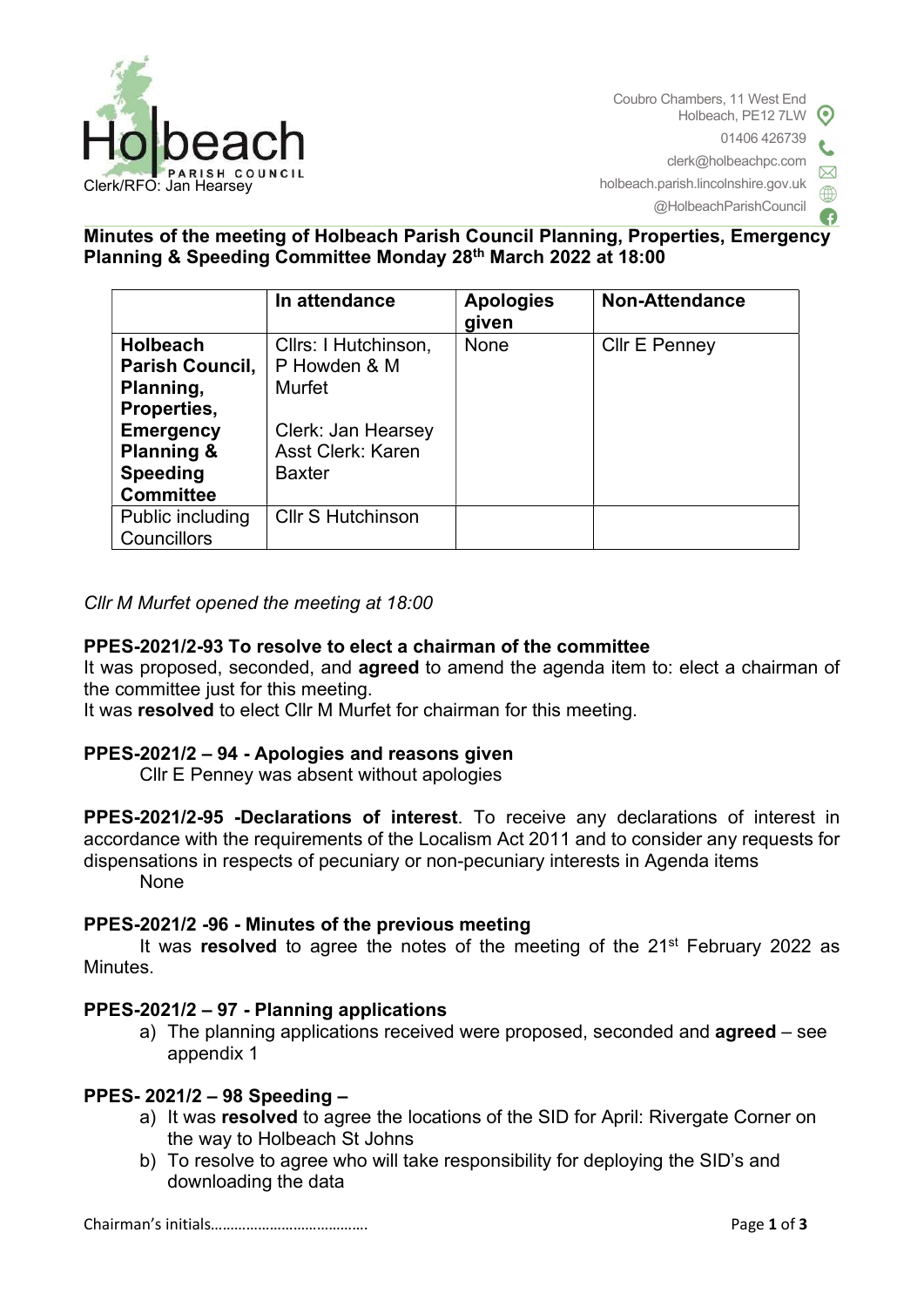Coubro Chambers, 11 West End
Holbeach, PE12 7LW
01406 426739
clerk@holbeachpc.com
holbeach.parish.lincolnshire.gov.uk
@HolbeachParishCouncil

Clerk/RFO: Jan Hearsey

**Minutes of the meeting of Holbeach Parish Council Planning, Properties, Emergency Planning & Speeding Committee Monday 28th March 2022 at 18:00**

| | In attendance | Apologies given | Non-Attendance |
|---|---|---|---|
| **Holbeach Parish Council, Planning, Properties, Emergency Planning & Speeding Committee** | Cllrs: I Hutchinson, P Howden & M Murfet<br><br>Clerk: Jan Hearsey<br>Asst Clerk: Karen Baxter | None | Cllr E Penney |
| Public including Councillors | Cllr S Hutchinson | | |

*Cllr M Murfet opened the meeting at 18:00*

**PPES-2021/2-93 To resolve to elect a chairman of the committee**

It was proposed, seconded, and **agreed** to amend the agenda item to: elect a chairman of the committee just for this meeting.

It was **resolved** to elect Cllr M Murfet for chairman for this meeting.

**PPES-2021/2 – 94 - Apologies and reasons given**

Cllr E Penney was absent without apologies

**PPES-2021/2-95 -Declarations of interest**. To receive any declarations of interest in accordance with the requirements of the Localism Act 2011 and to consider any requests for dispensations in respects of pecuniary or non-pecuniary interests in Agenda items

None

**PPES-2021/2 -96 - Minutes of the previous meeting**

It was **resolved** to agree the notes of the meeting of the 21st February 2022 as Minutes.

**PPES-2021/2 – 97 - Planning applications**

a) The planning applications received were proposed, seconded and **agreed** – see appendix 1

**PPES- 2021/2 – 98 Speeding –**

a) It was **resolved** to agree the locations of the SID for April: Rivergate Corner on the way to Holbeach St Johns
b) To resolve to agree who will take responsibility for deploying the SID's and downloading the data

Chairman's initials…………………………………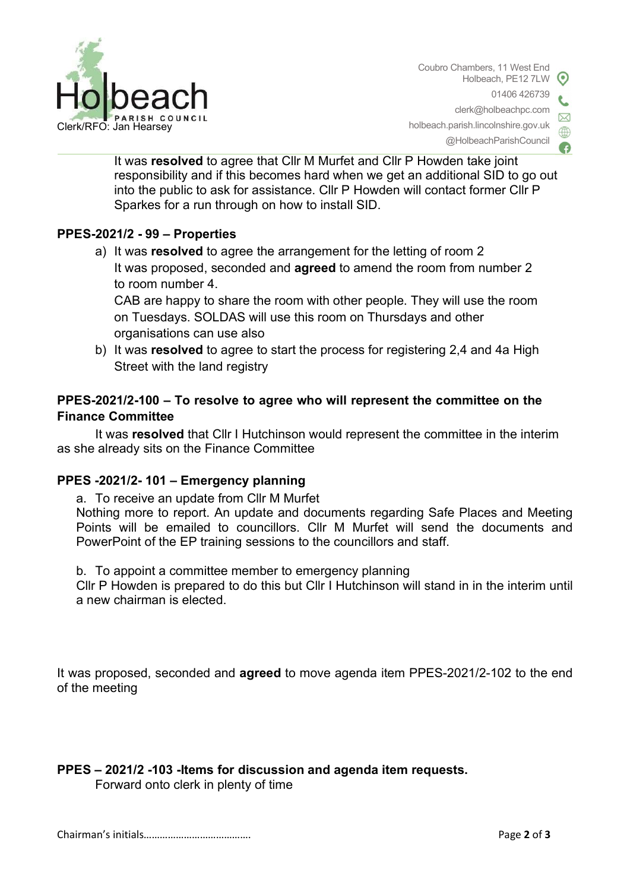It was **resolved** to agree that Cllr M Murfet and Cllr P Howden take joint responsibility and if this becomes hard when we get an additional SID to go out into the public to ask for assistance. Cllr P Howden will contact former Cllr P Sparkes for a run through on how to install SID.

**PPES-2021/2 - 99 – Properties**

a) It was **resolved** to agree the arrangement for the letting of room 2
   It was proposed, seconded and **agreed** to amend the room from number 2 to room number 4.
   CAB are happy to share the room with other people. They will use the room on Tuesdays. SOLDAS will use this room on Thursdays and other organisations can use also
b) It was **resolved** to agree to start the process for registering 2,4 and 4a High Street with the land registry

**PPES-2021/2-100 – To resolve to agree who will represent the committee on the Finance Committee**

It was **resolved** that Cllr I Hutchinson would represent the committee in the interim as she already sits on the Finance Committee

**PPES -2021/2- 101 – Emergency planning**

a. To receive an update from Cllr M Murfet
Nothing more to report. An update and documents regarding Safe Places and Meeting Points will be emailed to councillors. Cllr M Murfet will send the documents and PowerPoint of the EP training sessions to the councillors and staff.

b. To appoint a committee member to emergency planning
Cllr P Howden is prepared to do this but Cllr I Hutchinson will stand in in the interim until a new chairman is elected.

It was proposed, seconded and **agreed** to move agenda item PPES-2021/2-102 to the end of the meeting

**PPES – 2021/2 -103 -Items for discussion and agenda item requests.**

Forward onto clerk in plenty of time

Chairman's initials…………………………………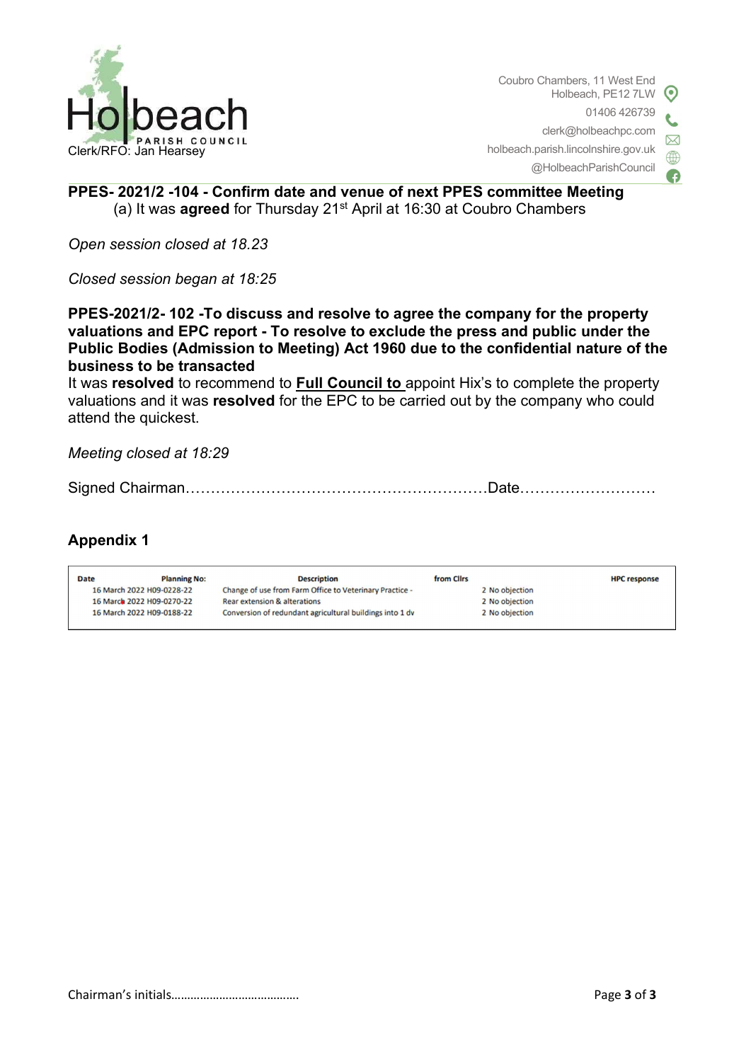Holbeach PARISH COUNCIL
Clerk/RFO: Jan Hearsey

Coubro Chambers, 11 West End
Holbeach, PE12 7LW
01406 426739
clerk@holbeachpc.com
holbeach.parish.lincolnshire.gov.uk
@HolbeachParishCouncil

**PPES- 2021/2 -104 - Confirm date and venue of next PPES committee Meeting**

(a) It was **agreed** for Thursday 21st April at 16:30 at Coubro Chambers

*Open session closed at 18.23*

*Closed session began at 18:25*

**PPES-2021/2- 102 -To discuss and resolve to agree the company for the property valuations and EPC report - To resolve to exclude the press and public under the Public Bodies (Admission to Meeting) Act 1960 due to the confidential nature of the business to be transacted**

It was **resolved** to recommend to **Full Council to** appoint Hix's to complete the property valuations and it was **resolved** for the EPC to be carried out by the company who could attend the quickest.

*Meeting closed at 18:29*

Signed Chairman……………………………………………………Date………………………

## Appendix 1

| Date | Planning No: | Description | from Cllrs | | HPC response |
|---|---|---|---|---|---|
| 16 March 2022 | H09-0228-22 | Change of use from Farm Office to Veterinary Practice - | | 2 No objection | |
| 16 March 2022 | H09-0270-22 | Rear extension & alterations | | 2 No objection | |
| 16 March 2022 | H09-0188-22 | Conversion of redundant agricultural buildings into 1 dv | | 2 No objection | |

Chairman's initials………………………………….